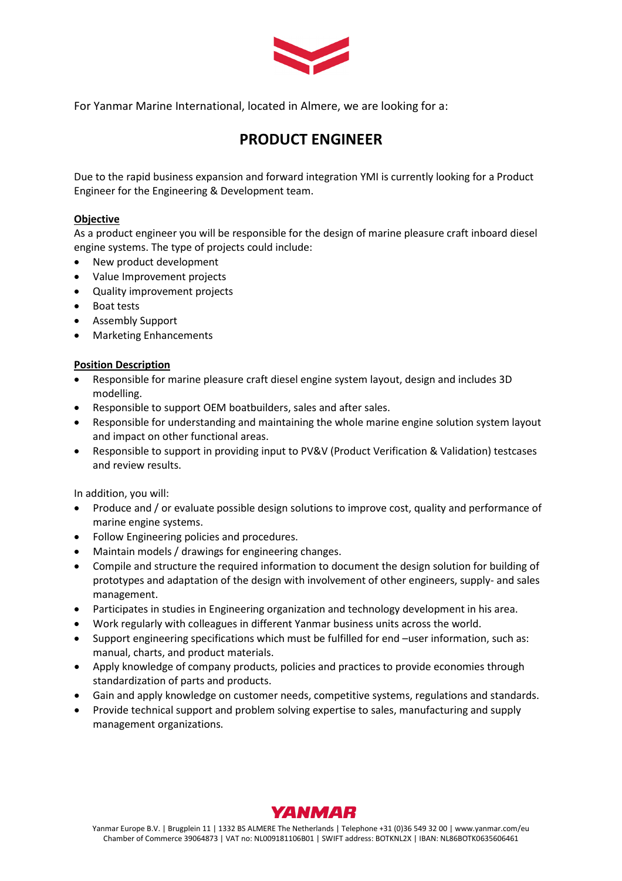For Yanmar Marine International, located in Almere, we are looking for a:

# PRODUCT ENGINEER

Due to the rapid business expansion and forward integration YMI is currently looking for a Product Engineer for the Engineering & Development team.

## Objective

As a product engineer you will be responsible for the design of marine pleasure craft inboard diesel engine systems. The type of projects could include:

- New product development
- Value Improvement projects
- Quality improvement projects
- Boat tests
- Assembly Support
- Marketing Enhancements

## Position Description

- Responsible for marine pleasure craft diesel engine system layout, design and includes 3D modelling.
- Responsible to support OEM boatbuilders, sales and after sales.
- Responsible for understanding and maintaining the whole marine engine solution system layout and impact on other functional areas.
- Responsible to support in providing input to PV&V (Product Verification & Validation) testcases and review results.

In addition, you will:

- Produce and / or evaluate possible design solutions to improve cost, quality and performance of marine engine systems.
- Follow Engineering policies and procedures.
- Maintain models / drawings for engineering changes.
- Compile and structure the required information to document the design solution for building of prototypes and adaptation of the design with involvement of other engineers, supply- and sales management.
- Participates in studies in Engineering organization and technology development in his area.
- Work regularly with colleagues in different Yanmar business units across the world.
- Support engineering specifications which must be fulfilled for end –user information, such as: manual, charts, and product materials.
- Apply knowledge of company products, policies and practices to provide economies through standardization of parts and products.
- Gain and apply knowledge on customer needs, competitive systems, regulations and standards.
- Provide technical support and problem solving expertise to sales, manufacturing and supply management organizations.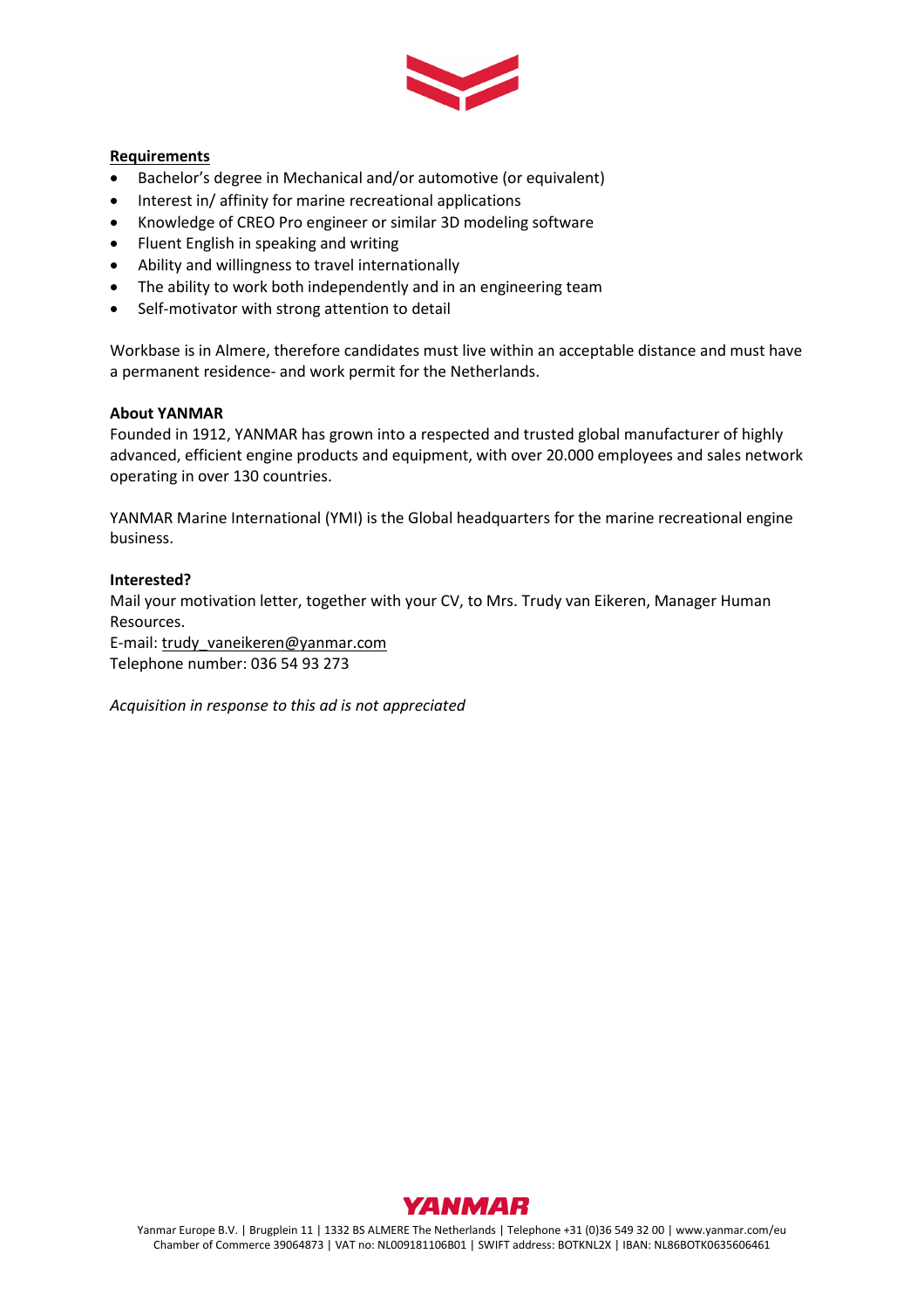**Requirements**

- Bachelor's degree in Mechanical and/or automotive (or equivalent)
- Interest in/ affinity for marine recreational applications
- Knowledge of CREO Pro engineer or similar 3D modeling software
- Fluent English in speaking and writing
- Ability and willingness to travel internationally
- The ability to work both independently and in an engineering team
- Self-motivator with strong attention to detail

Workbase is in Almere, therefore candidates must live within an acceptable distance and must have a permanent residence- and work permit for the Netherlands.

**About YANMAR**

Founded in 1912, YANMAR has grown into a respected and trusted global manufacturer of highly advanced, efficient engine products and equipment, with over 20.000 employees and sales network operating in over 130 countries.

YANMAR Marine International (YMI) is the Global headquarters for the marine recreational engine business.

**Interested?**

Mail your motivation letter, together with your CV, to Mrs. Trudy van Eikeren, Manager Human Resources.
E-mail: trudy_vaneikeren@yanmar.com
Telephone number: 036 54 93 273

*Acquisition in response to this ad is not appreciated*

Yanmar Europe B.V. | Brugplein 11 | 1332 BS ALMERE The Netherlands | Telephone +31 (0)36 549 32 00 | www.yanmar.com/eu
Chamber of Commerce 39064873 | VAT no: NL009181106B01 | SWIFT address: BOTKNL2X | IBAN: NL86BOTK0635606461